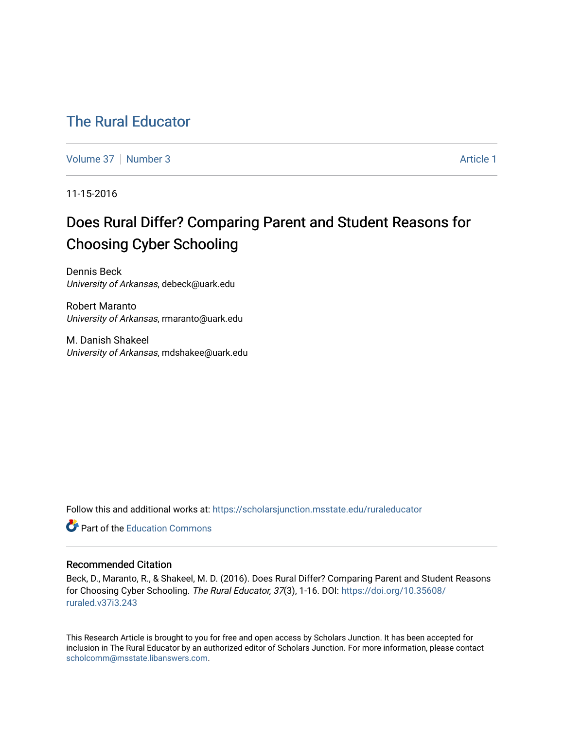# The Rural Educator

Volume 37 | Number 3 | Article 1

11-15-2016

## Does Rural Differ? Comparing Parent and Student Reasons for Choosing Cyber Schooling

Dennis Beck
*University of Arkansas*, debeck@uark.edu

Robert Maranto
*University of Arkansas*, rmaranto@uark.edu

M. Danish Shakeel
*University of Arkansas*, mdshakee@uark.edu

Follow this and additional works at: https://scholarsjunction.msstate.edu/ruraleducator

Part of the Education Commons

### Recommended Citation

Beck, D., Maranto, R., & Shakeel, M. D. (2016). Does Rural Differ? Comparing Parent and Student Reasons for Choosing Cyber Schooling. *The Rural Educator, 37*(3), 1-16. DOI: https://doi.org/10.35608/ruraled.v37i3.243

This Research Article is brought to you for free and open access by Scholars Junction. It has been accepted for inclusion in The Rural Educator by an authorized editor of Scholars Junction. For more information, please contact scholcomm@msstate.libanswers.com.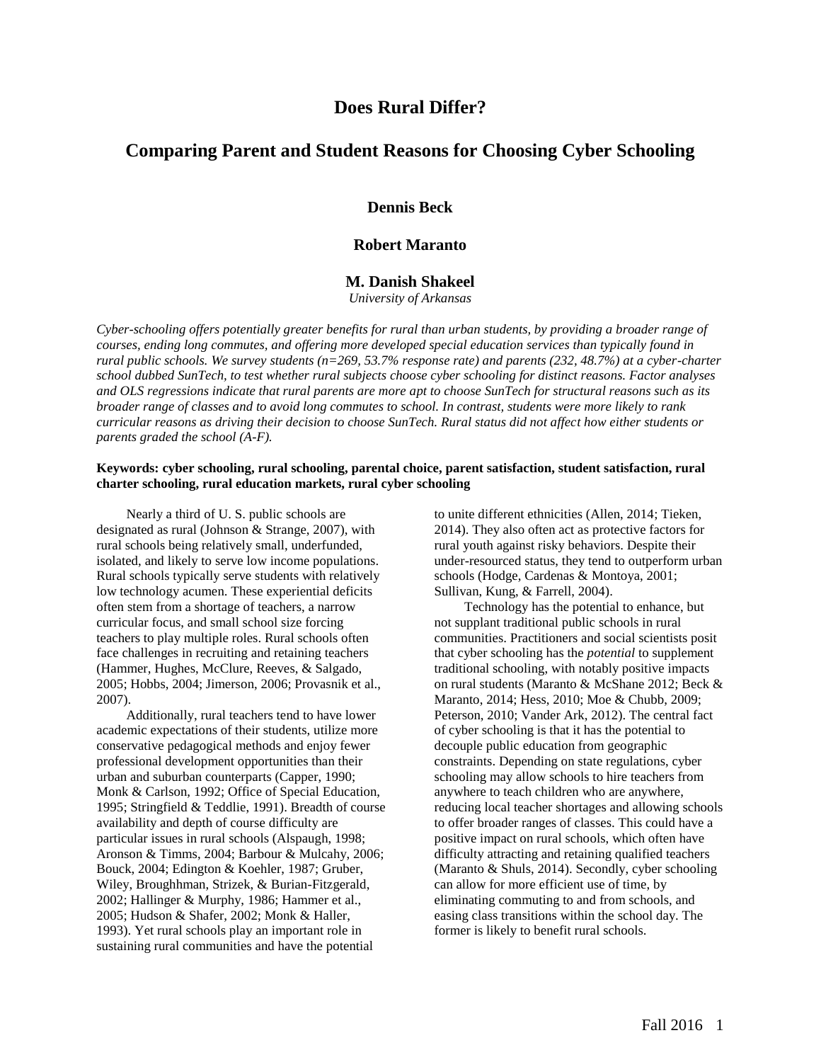# Does Rural Differ?

## Comparing Parent and Student Reasons for Choosing Cyber Schooling

**Dennis Beck**

**Robert Maranto**

**M. Danish Shakeel**

*University of Arkansas*

*Cyber-schooling offers potentially greater benefits for rural than urban students, by providing a broader range of courses, ending long commutes, and offering more developed special education services than typically found in rural public schools. We survey students (n=269, 53.7% response rate) and parents (232, 48.7%) at a cyber-charter school dubbed SunTech, to test whether rural subjects choose cyber schooling for distinct reasons. Factor analyses and OLS regressions indicate that rural parents are more apt to choose SunTech for structural reasons such as its broader range of classes and to avoid long commutes to school. In contrast, students were more likely to rank curricular reasons as driving their decision to choose SunTech. Rural status did not affect how either students or parents graded the school (A-F).*

**Keywords: cyber schooling, rural schooling, parental choice, parent satisfaction, student satisfaction, rural charter schooling, rural education markets, rural cyber schooling**

Nearly a third of U. S. public schools are designated as rural (Johnson & Strange, 2007), with rural schools being relatively small, underfunded, isolated, and likely to serve low income populations. Rural schools typically serve students with relatively low technology acumen. These experiential deficits often stem from a shortage of teachers, a narrow curricular focus, and small school size forcing teachers to play multiple roles. Rural schools often face challenges in recruiting and retaining teachers (Hammer, Hughes, McClure, Reeves, & Salgado, 2005; Hobbs, 2004; Jimerson, 2006; Provasnik et al., 2007).

Additionally, rural teachers tend to have lower academic expectations of their students, utilize more conservative pedagogical methods and enjoy fewer professional development opportunities than their urban and suburban counterparts (Capper, 1990; Monk & Carlson, 1992; Office of Special Education, 1995; Stringfield & Teddlie, 1991). Breadth of course availability and depth of course difficulty are particular issues in rural schools (Alspaugh, 1998; Aronson & Timms, 2004; Barbour & Mulcahy, 2006; Bouck, 2004; Edington & Koehler, 1987; Gruber, Wiley, Broughhman, Strizek, & Burian-Fitzgerald, 2002; Hallinger & Murphy, 1986; Hammer et al., 2005; Hudson & Shafer, 2002; Monk & Haller, 1993). Yet rural schools play an important role in sustaining rural communities and have the potential to unite different ethnicities (Allen, 2014; Tieken, 2014). They also often act as protective factors for rural youth against risky behaviors. Despite their under-resourced status, they tend to outperform urban schools (Hodge, Cardenas & Montoya, 2001; Sullivan, Kung, & Farrell, 2004).

Technology has the potential to enhance, but not supplant traditional public schools in rural communities. Practitioners and social scientists posit that cyber schooling has the *potential* to supplement traditional schooling, with notably positive impacts on rural students (Maranto & McShane 2012; Beck & Maranto, 2014; Hess, 2010; Moe & Chubb, 2009; Peterson, 2010; Vander Ark, 2012). The central fact of cyber schooling is that it has the potential to decouple public education from geographic constraints. Depending on state regulations, cyber schooling may allow schools to hire teachers from anywhere to teach children who are anywhere, reducing local teacher shortages and allowing schools to offer broader ranges of classes. This could have a positive impact on rural schools, which often have difficulty attracting and retaining qualified teachers (Maranto & Shuls, 2014). Secondly, cyber schooling can allow for more efficient use of time, by eliminating commuting to and from schools, and easing class transitions within the school day. The former is likely to benefit rural schools.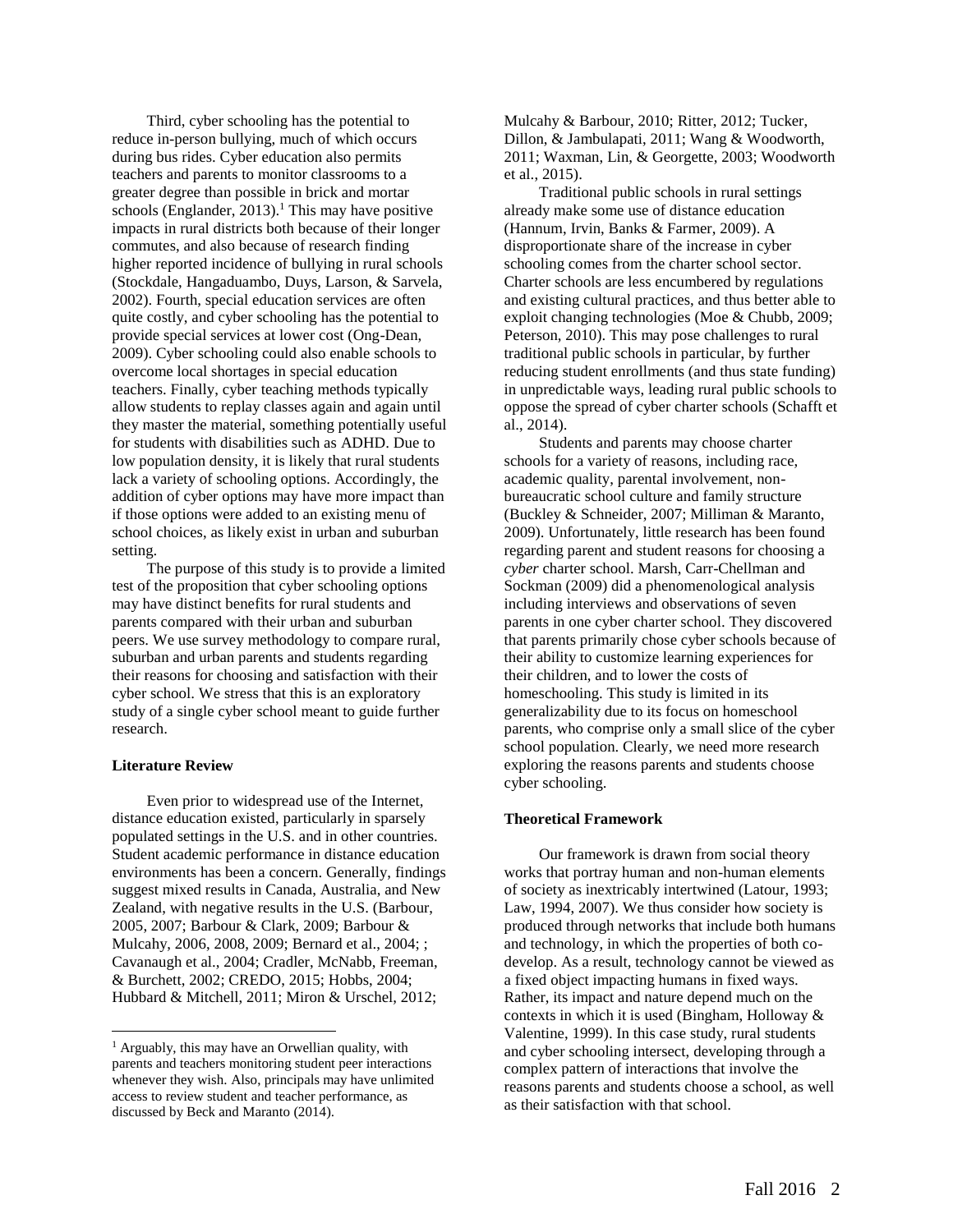Third, cyber schooling has the potential to reduce in-person bullying, much of which occurs during bus rides. Cyber education also permits teachers and parents to monitor classrooms to a greater degree than possible in brick and mortar schools (Englander, 2013).[1] This may have positive impacts in rural districts both because of their longer commutes, and also because of research finding higher reported incidence of bullying in rural schools (Stockdale, Hangaduambo, Duys, Larson, & Sarvela, 2002). Fourth, special education services are often quite costly, and cyber schooling has the potential to provide special services at lower cost (Ong-Dean, 2009). Cyber schooling could also enable schools to overcome local shortages in special education teachers. Finally, cyber teaching methods typically allow students to replay classes again and again until they master the material, something potentially useful for students with disabilities such as ADHD. Due to low population density, it is likely that rural students lack a variety of schooling options. Accordingly, the addition of cyber options may have more impact than if those options were added to an existing menu of school choices, as likely exist in urban and suburban setting.

The purpose of this study is to provide a limited test of the proposition that cyber schooling options may have distinct benefits for rural students and parents compared with their urban and suburban peers. We use survey methodology to compare rural, suburban and urban parents and students regarding their reasons for choosing and satisfaction with their cyber school. We stress that this is an exploratory study of a single cyber school meant to guide further research.

**Literature Review**

Even prior to widespread use of the Internet, distance education existed, particularly in sparsely populated settings in the U.S. and in other countries. Student academic performance in distance education environments has been a concern. Generally, findings suggest mixed results in Canada, Australia, and New Zealand, with negative results in the U.S. (Barbour, 2005, 2007; Barbour & Clark, 2009; Barbour & Mulcahy, 2006, 2008, 2009; Bernard et al., 2004; ; Cavanaugh et al., 2004; Cradler, McNabb, Freeman, & Burchett, 2002; CREDO, 2015; Hobbs, 2004; Hubbard & Mitchell, 2011; Miron & Urschel, 2012; Mulcahy & Barbour, 2010; Ritter, 2012; Tucker, Dillon, & Jambulapati, 2011; Wang & Woodworth, 2011; Waxman, Lin, & Georgette, 2003; Woodworth et al., 2015).

Traditional public schools in rural settings already make some use of distance education (Hannum, Irvin, Banks & Farmer, 2009). A disproportionate share of the increase in cyber schooling comes from the charter school sector. Charter schools are less encumbered by regulations and existing cultural practices, and thus better able to exploit changing technologies (Moe & Chubb, 2009; Peterson, 2010). This may pose challenges to rural traditional public schools in particular, by further reducing student enrollments (and thus state funding) in unpredictable ways, leading rural public schools to oppose the spread of cyber charter schools (Schafft et al., 2014).

Students and parents may choose charter schools for a variety of reasons, including race, academic quality, parental involvement, non-bureaucratic school culture and family structure (Buckley & Schneider, 2007; Milliman & Maranto, 2009). Unfortunately, little research has been found regarding parent and student reasons for choosing a *cyber* charter school. Marsh, Carr-Chellman and Sockman (2009) did a phenomenological analysis including interviews and observations of seven parents in one cyber charter school. They discovered that parents primarily chose cyber schools because of their ability to customize learning experiences for their children, and to lower the costs of homeschooling. This study is limited in its generalizability due to its focus on homeschool parents, who comprise only a small slice of the cyber school population. Clearly, we need more research exploring the reasons parents and students choose cyber schooling.

**Theoretical Framework**

Our framework is drawn from social theory works that portray human and non-human elements of society as inextricably intertwined (Latour, 1993; Law, 1994, 2007). We thus consider how society is produced through networks that include both humans and technology, in which the properties of both co-develop. As a result, technology cannot be viewed as a fixed object impacting humans in fixed ways. Rather, its impact and nature depend much on the contexts in which it is used (Bingham, Holloway & Valentine, 1999). In this case study, rural students and cyber schooling intersect, developing through a complex pattern of interactions that involve the reasons parents and students choose a school, as well as their satisfaction with that school.

[1] Arguably, this may have an Orwellian quality, with parents and teachers monitoring student peer interactions whenever they wish. Also, principals may have unlimited access to review student and teacher performance, as discussed by Beck and Maranto (2014).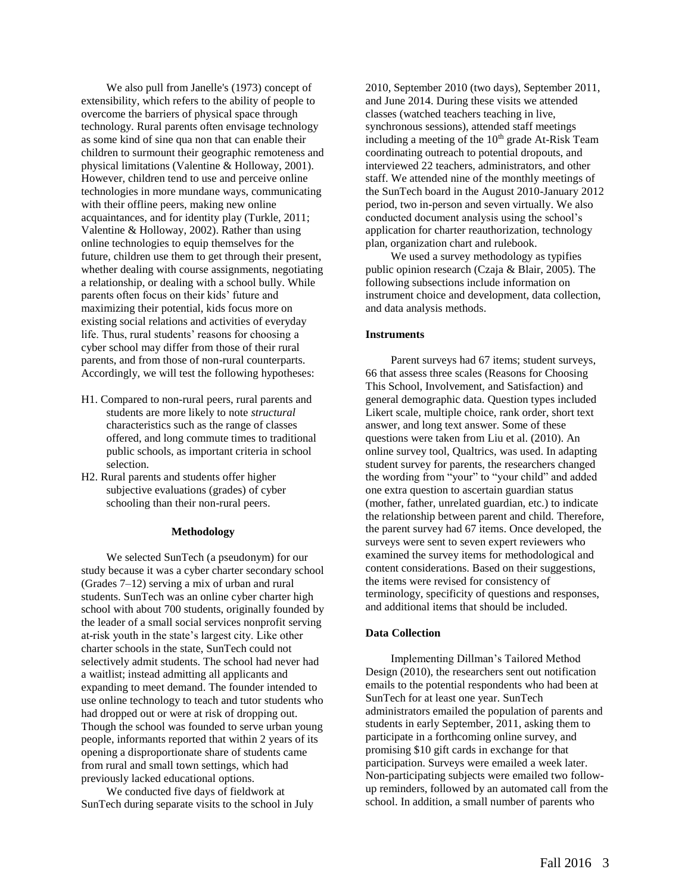We also pull from Janelle's (1973) concept of extensibility, which refers to the ability of people to overcome the barriers of physical space through technology. Rural parents often envisage technology as some kind of sine qua non that can enable their children to surmount their geographic remoteness and physical limitations (Valentine & Holloway, 2001). However, children tend to use and perceive online technologies in more mundane ways, communicating with their offline peers, making new online acquaintances, and for identity play (Turkle, 2011; Valentine & Holloway, 2002). Rather than using online technologies to equip themselves for the future, children use them to get through their present, whether dealing with course assignments, negotiating a relationship, or dealing with a school bully. While parents often focus on their kids' future and maximizing their potential, kids focus more on existing social relations and activities of everyday life. Thus, rural students' reasons for choosing a cyber school may differ from those of their rural parents, and from those of non-rural counterparts. Accordingly, we will test the following hypotheses:

- H1. Compared to non-rural peers, rural parents and students are more likely to note *structural* characteristics such as the range of classes offered, and long commute times to traditional public schools, as important criteria in school selection.
- H2. Rural parents and students offer higher subjective evaluations (grades) of cyber schooling than their non-rural peers.

## Methodology

We selected SunTech (a pseudonym) for our study because it was a cyber charter secondary school (Grades 7–12) serving a mix of urban and rural students. SunTech was an online cyber charter high school with about 700 students, originally founded by the leader of a small social services nonprofit serving at-risk youth in the state's largest city. Like other charter schools in the state, SunTech could not selectively admit students. The school had never had a waitlist; instead admitting all applicants and expanding to meet demand. The founder intended to use online technology to teach and tutor students who had dropped out or were at risk of dropping out. Though the school was founded to serve urban young people, informants reported that within 2 years of its opening a disproportionate share of students came from rural and small town settings, which had previously lacked educational options.

We conducted five days of fieldwork at SunTech during separate visits to the school in July 2010, September 2010 (two days), September 2011, and June 2014. During these visits we attended classes (watched teachers teaching in live, synchronous sessions), attended staff meetings including a meeting of the 10th grade At-Risk Team coordinating outreach to potential dropouts, and interviewed 22 teachers, administrators, and other staff. We attended nine of the monthly meetings of the SunTech board in the August 2010-January 2012 period, two in-person and seven virtually. We also conducted document analysis using the school's application for charter reauthorization, technology plan, organization chart and rulebook.

We used a survey methodology as typifies public opinion research (Czaja & Blair, 2005). The following subsections include information on instrument choice and development, data collection, and data analysis methods.

### Instruments

Parent surveys had 67 items; student surveys, 66 that assess three scales (Reasons for Choosing This School, Involvement, and Satisfaction) and general demographic data. Question types included Likert scale, multiple choice, rank order, short text answer, and long text answer. Some of these questions were taken from Liu et al. (2010). An online survey tool, Qualtrics, was used. In adapting student survey for parents, the researchers changed the wording from "your" to "your child" and added one extra question to ascertain guardian status (mother, father, unrelated guardian, etc.) to indicate the relationship between parent and child. Therefore, the parent survey had 67 items. Once developed, the surveys were sent to seven expert reviewers who examined the survey items for methodological and content considerations. Based on their suggestions, the items were revised for consistency of terminology, specificity of questions and responses, and additional items that should be included.

### Data Collection

Implementing Dillman's Tailored Method Design (2010), the researchers sent out notification emails to the potential respondents who had been at SunTech for at least one year. SunTech administrators emailed the population of parents and students in early September, 2011, asking them to participate in a forthcoming online survey, and promising $10 gift cards in exchange for that participation. Surveys were emailed a week later. Non-participating subjects were emailed two follow-up reminders, followed by an automated call from the school. In addition, a small number of parents who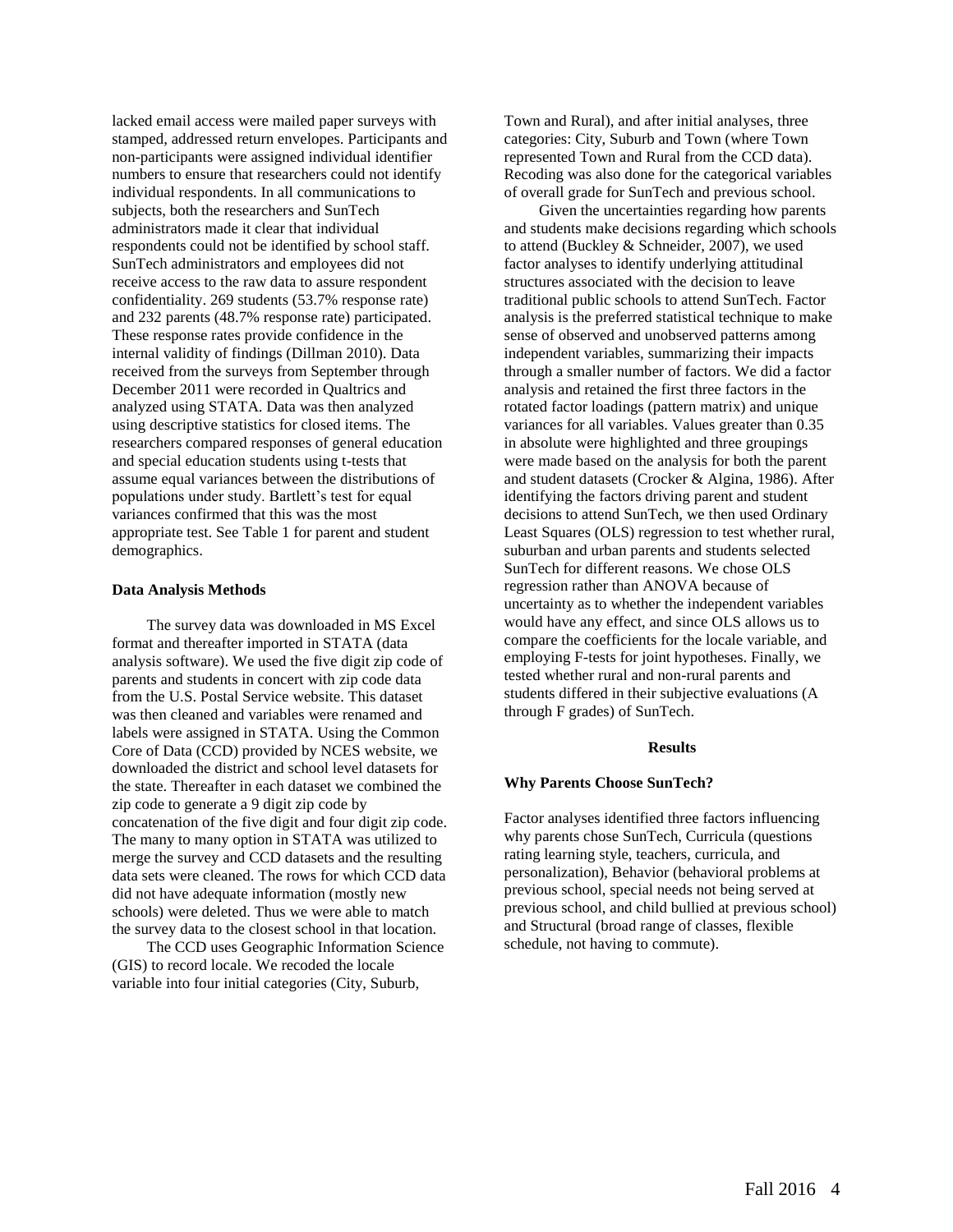lacked email access were mailed paper surveys with stamped, addressed return envelopes. Participants and non-participants were assigned individual identifier numbers to ensure that researchers could not identify individual respondents. In all communications to subjects, both the researchers and SunTech administrators made it clear that individual respondents could not be identified by school staff. SunTech administrators and employees did not receive access to the raw data to assure respondent confidentiality. 269 students (53.7% response rate) and 232 parents (48.7% response rate) participated. These response rates provide confidence in the internal validity of findings (Dillman 2010). Data received from the surveys from September through December 2011 were recorded in Qualtrics and analyzed using STATA. Data was then analyzed using descriptive statistics for closed items. The researchers compared responses of general education and special education students using t-tests that assume equal variances between the distributions of populations under study. Bartlett's test for equal variances confirmed that this was the most appropriate test. See Table 1 for parent and student demographics.

**Data Analysis Methods**

The survey data was downloaded in MS Excel format and thereafter imported in STATA (data analysis software). We used the five digit zip code of parents and students in concert with zip code data from the U.S. Postal Service website. This dataset was then cleaned and variables were renamed and labels were assigned in STATA. Using the Common Core of Data (CCD) provided by NCES website, we downloaded the district and school level datasets for the state. Thereafter in each dataset we combined the zip code to generate a 9 digit zip code by concatenation of the five digit and four digit zip code. The many to many option in STATA was utilized to merge the survey and CCD datasets and the resulting data sets were cleaned. The rows for which CCD data did not have adequate information (mostly new schools) were deleted. Thus we were able to match the survey data to the closest school in that location.

The CCD uses Geographic Information Science (GIS) to record locale. We recoded the locale variable into four initial categories (City, Suburb, Town and Rural), and after initial analyses, three categories: City, Suburb and Town (where Town represented Town and Rural from the CCD data). Recoding was also done for the categorical variables of overall grade for SunTech and previous school.

Given the uncertainties regarding how parents and students make decisions regarding which schools to attend (Buckley & Schneider, 2007), we used factor analyses to identify underlying attitudinal structures associated with the decision to leave traditional public schools to attend SunTech. Factor analysis is the preferred statistical technique to make sense of observed and unobserved patterns among independent variables, summarizing their impacts through a smaller number of factors. We did a factor analysis and retained the first three factors in the rotated factor loadings (pattern matrix) and unique variances for all variables. Values greater than 0.35 in absolute were highlighted and three groupings were made based on the analysis for both the parent and student datasets (Crocker & Algina, 1986). After identifying the factors driving parent and student decisions to attend SunTech, we then used Ordinary Least Squares (OLS) regression to test whether rural, suburban and urban parents and students selected SunTech for different reasons. We chose OLS regression rather than ANOVA because of uncertainty as to whether the independent variables would have any effect, and since OLS allows us to compare the coefficients for the locale variable, and employing F-tests for joint hypotheses. Finally, we tested whether rural and non-rural parents and students differed in their subjective evaluations (A through F grades) of SunTech.

## Results

**Why Parents Choose SunTech?**

Factor analyses identified three factors influencing why parents chose SunTech, Curricula (questions rating learning style, teachers, curricula, and personalization), Behavior (behavioral problems at previous school, special needs not being served at previous school, and child bullied at previous school) and Structural (broad range of classes, flexible schedule, not having to commute).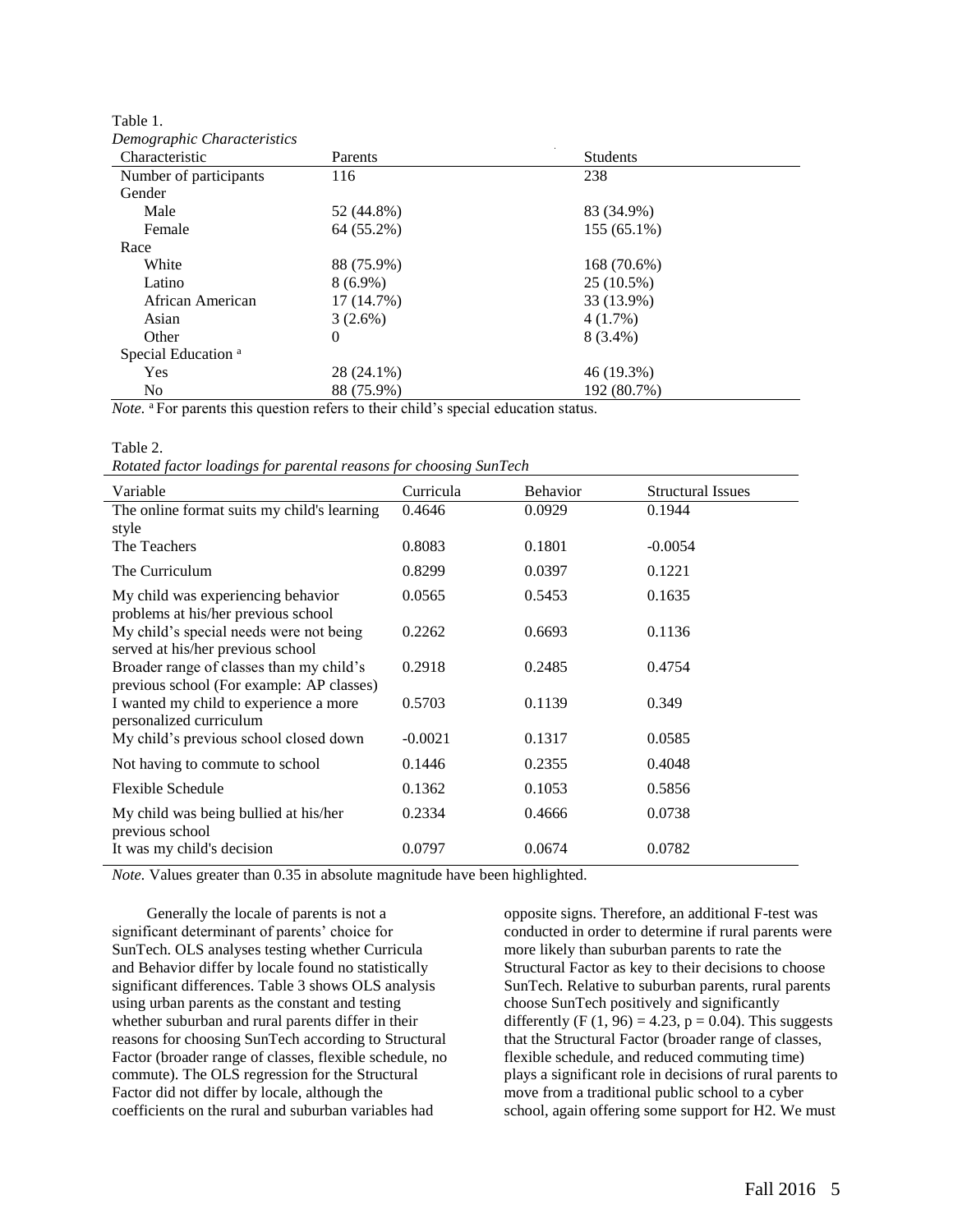Table 1.

*Demographic Characteristics*

| Characteristic | Parents | Students |
|---|---|---|
| Number of participants | 116 | 238 |
| Gender | | |
| Male | 52 (44.8%) | 83 (34.9%) |
| Female | 64 (55.2%) | 155 (65.1%) |
| Race | | |
| White | 88 (75.9%) | 168 (70.6%) |
| Latino | 8 (6.9%) | 25 (10.5%) |
| African American | 17 (14.7%) | 33 (13.9%) |
| Asian | 3 (2.6%) | 4 (1.7%) |
| Other | 0 | 8 (3.4%) |
| Special Education [a] | | |
| Yes | 28 (24.1%) | 46 (19.3%) |
| No | 88 (75.9%) | 192 (80.7%) |

*Note.* [a] For parents this question refers to their child's special education status.

Table 2.

*Rotated factor loadings for parental reasons for choosing SunTech*

| Variable | Curricula | Behavior | Structural Issues |
|---|---|---|---|
| The online format suits my child's learning style | 0.4646 | 0.0929 | 0.1944 |
| The Teachers | 0.8083 | 0.1801 | -0.0054 |
| The Curriculum | 0.8299 | 0.0397 | 0.1221 |
| My child was experiencing behavior problems at his/her previous school | 0.0565 | 0.5453 | 0.1635 |
| My child's special needs were not being served at his/her previous school | 0.2262 | 0.6693 | 0.1136 |
| Broader range of classes than my child's previous school (For example: AP classes) | 0.2918 | 0.2485 | 0.4754 |
| I wanted my child to experience a more personalized curriculum | 0.5703 | 0.1139 | 0.349 |
| My child's previous school closed down | -0.0021 | 0.1317 | 0.0585 |
| Not having to commute to school | 0.1446 | 0.2355 | 0.4048 |
| Flexible Schedule | 0.1362 | 0.1053 | 0.5856 |
| My child was being bullied at his/her previous school | 0.2334 | 0.4666 | 0.0738 |
| It was my child's decision | 0.0797 | 0.0674 | 0.0782 |

*Note.* Values greater than 0.35 in absolute magnitude have been highlighted.

Generally the locale of parents is not a significant determinant of parents' choice for SunTech. OLS analyses testing whether Curricula and Behavior differ by locale found no statistically significant differences. Table 3 shows OLS analysis using urban parents as the constant and testing whether suburban and rural parents differ in their reasons for choosing SunTech according to Structural Factor (broader range of classes, flexible schedule, no commute). The OLS regression for the Structural Factor did not differ by locale, although the coefficients on the rural and suburban variables had opposite signs. Therefore, an additional F-test was conducted in order to determine if rural parents were more likely than suburban parents to rate the Structural Factor as key to their decisions to choose SunTech. Relative to suburban parents, rural parents choose SunTech positively and significantly differently ($F(1, 96) = 4.23$, $p = 0.04$). This suggests that the Structural Factor (broader range of classes, flexible schedule, and reduced commuting time) plays a significant role in decisions of rural parents to move from a traditional public school to a cyber school, again offering some support for H2. We must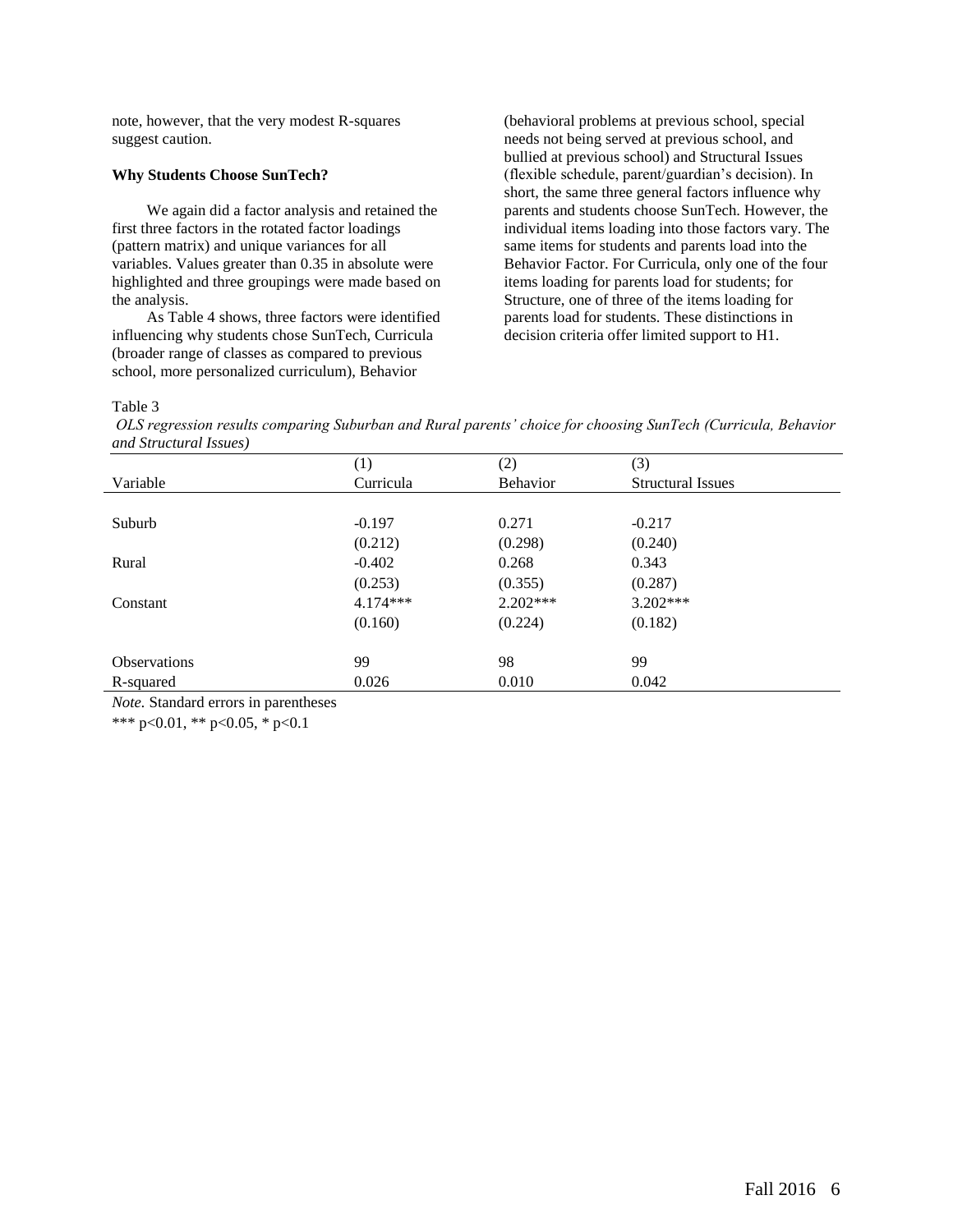note, however, that the very modest R-squares suggest caution.

**Why Students Choose SunTech?**

We again did a factor analysis and retained the first three factors in the rotated factor loadings (pattern matrix) and unique variances for all variables. Values greater than 0.35 in absolute were highlighted and three groupings were made based on the analysis.

As Table 4 shows, three factors were identified influencing why students chose SunTech, Curricula (broader range of classes as compared to previous school, more personalized curriculum), Behavior (behavioral problems at previous school, special needs not being served at previous school, and bullied at previous school) and Structural Issues (flexible schedule, parent/guardian's decision). In short, the same three general factors influence why parents and students choose SunTech. However, the individual items loading into those factors vary. The same items for students and parents load into the Behavior Factor. For Curricula, only one of the four items loading for parents load for students; for Structure, one of three of the items loading for parents load for students. These distinctions in decision criteria offer limited support to H1.

Table 3

*OLS regression results comparing Suburban and Rural parents' choice for choosing SunTech (Curricula, Behavior and Structural Issues)*

| Variable | (1) Curricula | (2) Behavior | (3) Structural Issues |
|---|---|---|---|
| Suburb | -0.197 | 0.271 | -0.217 |
| | (0.212) | (0.298) | (0.240) |
| Rural | -0.402 | 0.268 | 0.343 |
| | (0.253) | (0.355) | (0.287) |
| Constant | 4.174*** | 2.202*** | 3.202*** |
| | (0.160) | (0.224) | (0.182) |
| Observations | 99 | 98 | 99 |
| R-squared | 0.026 | 0.010 | 0.042 |

*Note.* Standard errors in parentheses

*** p<0.01, ** p<0.05, * p<0.1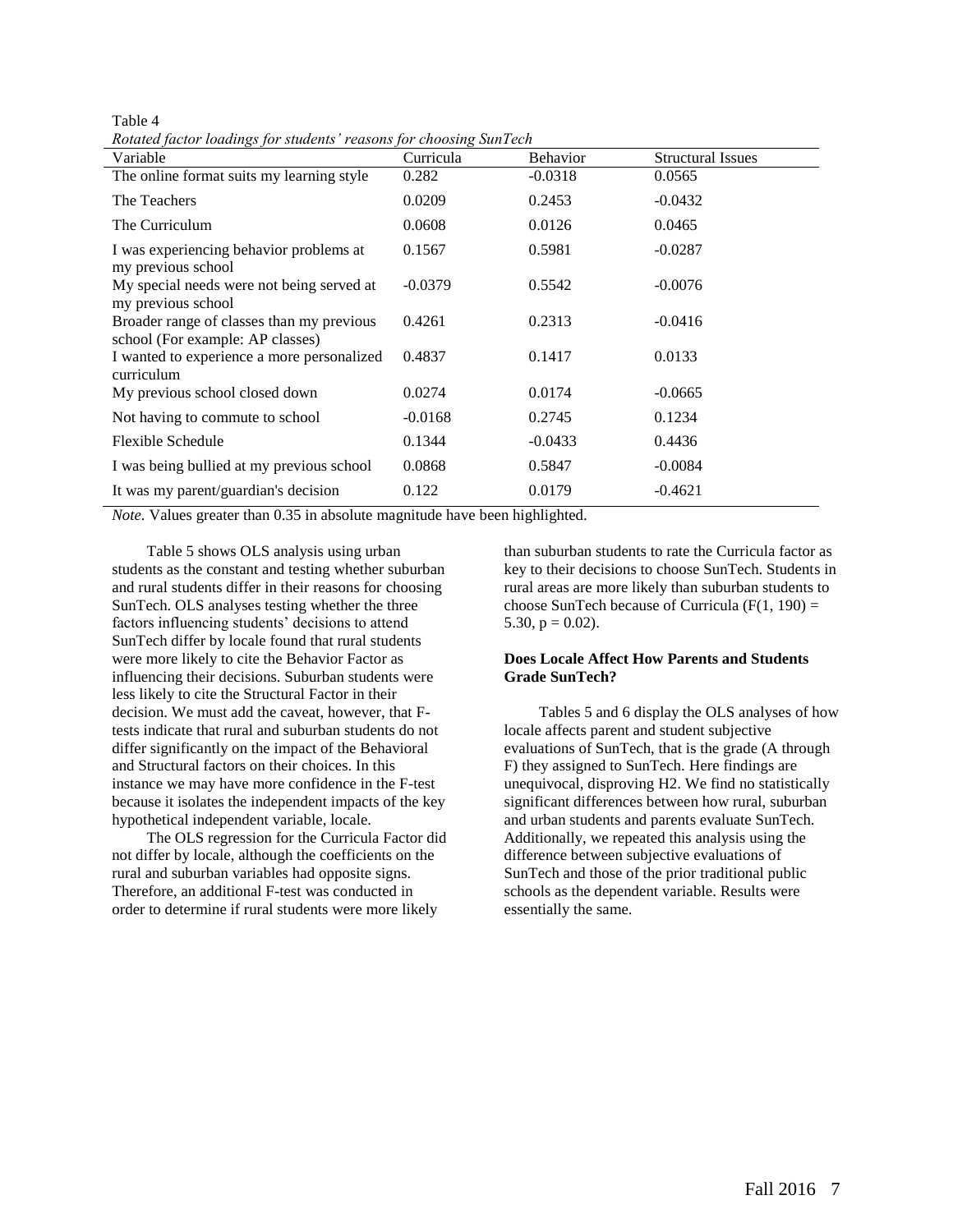Table 4

*Rotated factor loadings for students' reasons for choosing SunTech*

| Variable | Curricula | Behavior | Structural Issues |
|---|---|---|---|
| The online format suits my learning style | 0.282 | -0.0318 | 0.0565 |
| The Teachers | 0.0209 | 0.2453 | -0.0432 |
| The Curriculum | 0.0608 | 0.0126 | 0.0465 |
| I was experiencing behavior problems at my previous school | 0.1567 | 0.5981 | -0.0287 |
| My special needs were not being served at my previous school | -0.0379 | 0.5542 | -0.0076 |
| Broader range of classes than my previous school (For example: AP classes) | 0.4261 | 0.2313 | -0.0416 |
| I wanted to experience a more personalized curriculum | 0.4837 | 0.1417 | 0.0133 |
| My previous school closed down | 0.0274 | 0.0174 | -0.0665 |
| Not having to commute to school | -0.0168 | 0.2745 | 0.1234 |
| Flexible Schedule | 0.1344 | -0.0433 | 0.4436 |
| I was being bullied at my previous school | 0.0868 | 0.5847 | -0.0084 |
| It was my parent/guardian's decision | 0.122 | 0.0179 | -0.4621 |

*Note.* Values greater than 0.35 in absolute magnitude have been highlighted.

Table 5 shows OLS analysis using urban students as the constant and testing whether suburban and rural students differ in their reasons for choosing SunTech. OLS analyses testing whether the three factors influencing students' decisions to attend SunTech differ by locale found that rural students were more likely to cite the Behavior Factor as influencing their decisions. Suburban students were less likely to cite the Structural Factor in their decision. We must add the caveat, however, that F-tests indicate that rural and suburban students do not differ significantly on the impact of the Behavioral and Structural factors on their choices. In this instance we may have more confidence in the F-test because it isolates the independent impacts of the key hypothetical independent variable, locale.

The OLS regression for the Curricula Factor did not differ by locale, although the coefficients on the rural and suburban variables had opposite signs. Therefore, an additional F-test was conducted in order to determine if rural students were more likely than suburban students to rate the Curricula factor as key to their decisions to choose SunTech. Students in rural areas are more likely than suburban students to choose SunTech because of Curricula ($F(1, 190) = 5.30$, $p = 0.02$).

**Does Locale Affect How Parents and Students Grade SunTech?**

Tables 5 and 6 display the OLS analyses of how locale affects parent and student subjective evaluations of SunTech, that is the grade (A through F) they assigned to SunTech. Here findings are unequivocal, disproving H2. We find no statistically significant differences between how rural, suburban and urban students and parents evaluate SunTech. Additionally, we repeated this analysis using the difference between subjective evaluations of SunTech and those of the prior traditional public schools as the dependent variable. Results were essentially the same.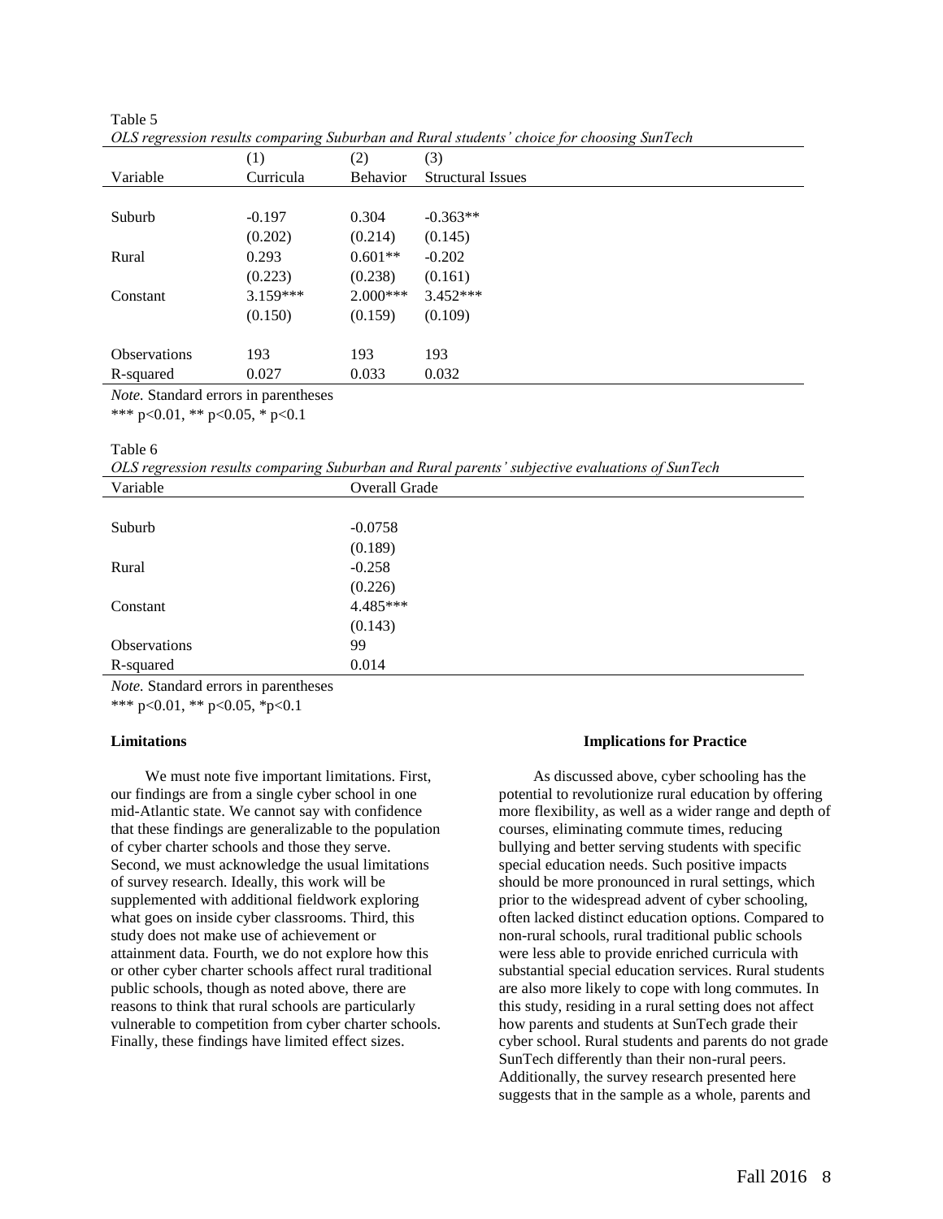Table 5

*OLS regression results comparing Suburban and Rural students' choice for choosing SunTech*

| | (1) | (2) | (3) |
|---|---|---|---|
| Variable | Curricula | Behavior | Structural Issues |
| | | | |
| Suburb | -0.197 | 0.304 | -0.363** |
| | (0.202) | (0.214) | (0.145) |
| Rural | 0.293 | 0.601** | -0.202 |
| | (0.223) | (0.238) | (0.161) |
| Constant | 3.159*** | 2.000*** | 3.452*** |
| | (0.150) | (0.159) | (0.109) |
| | | | |
| Observations | 193 | 193 | 193 |
| R-squared | 0.027 | 0.033 | 0.032 |

*Note.* Standard errors in parentheses

*** p<0.01, ** p<0.05, * p<0.1

Table 6

*OLS regression results comparing Suburban and Rural parents' subjective evaluations of SunTech*

| Variable | Overall Grade |
|---|---|
| | |
| Suburb | -0.0758 |
| | (0.189) |
| Rural | -0.258 |
| | (0.226) |
| Constant | 4.485*** |
| | (0.143) |
| Observations | 99 |
| R-squared | 0.014 |

*Note.* Standard errors in parentheses

*** p<0.01, ** p<0.05, *p<0.1

**Limitations**

We must note five important limitations. First, our findings are from a single cyber school in one mid-Atlantic state. We cannot say with confidence that these findings are generalizable to the population of cyber charter schools and those they serve. Second, we must acknowledge the usual limitations of survey research. Ideally, this work will be supplemented with additional fieldwork exploring what goes on inside cyber classrooms. Third, this study does not make use of achievement or attainment data. Fourth, we do not explore how this or other cyber charter schools affect rural traditional public schools, though as noted above, there are reasons to think that rural schools are particularly vulnerable to competition from cyber charter schools. Finally, these findings have limited effect sizes.

**Implications for Practice**

As discussed above, cyber schooling has the potential to revolutionize rural education by offering more flexibility, as well as a wider range and depth of courses, eliminating commute times, reducing bullying and better serving students with specific special education needs. Such positive impacts should be more pronounced in rural settings, which prior to the widespread advent of cyber schooling, often lacked distinct education options. Compared to non-rural schools, rural traditional public schools were less able to provide enriched curricula with substantial special education services. Rural students are also more likely to cope with long commutes. In this study, residing in a rural setting does not affect how parents and students at SunTech grade their cyber school. Rural students and parents do not grade SunTech differently than their non-rural peers. Additionally, the survey research presented here suggests that in the sample as a whole, parents and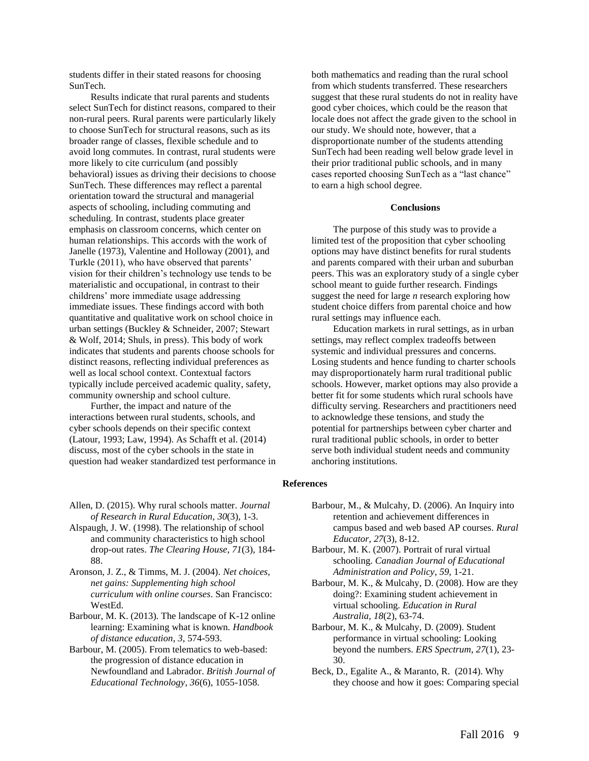students differ in their stated reasons for choosing SunTech.

Results indicate that rural parents and students select SunTech for distinct reasons, compared to their non-rural peers. Rural parents were particularly likely to choose SunTech for structural reasons, such as its broader range of classes, flexible schedule and to avoid long commutes. In contrast, rural students were more likely to cite curriculum (and possibly behavioral) issues as driving their decisions to choose SunTech. These differences may reflect a parental orientation toward the structural and managerial aspects of schooling, including commuting and scheduling. In contrast, students place greater emphasis on classroom concerns, which center on human relationships. This accords with the work of Janelle (1973), Valentine and Holloway (2001), and Turkle (2011), who have observed that parents' vision for their children's technology use tends to be materialistic and occupational, in contrast to their childrens' more immediate usage addressing immediate issues. These findings accord with both quantitative and qualitative work on school choice in urban settings (Buckley & Schneider, 2007; Stewart & Wolf, 2014; Shuls, in press). This body of work indicates that students and parents choose schools for distinct reasons, reflecting individual preferences as well as local school context. Contextual factors typically include perceived academic quality, safety, community ownership and school culture.

Further, the impact and nature of the interactions between rural students, schools, and cyber schools depends on their specific context (Latour, 1993; Law, 1994). As Schafft et al. (2014) discuss, most of the cyber schools in the state in question had weaker standardized test performance in both mathematics and reading than the rural school from which students transferred. These researchers suggest that these rural students do not in reality have good cyber choices, which could be the reason that locale does not affect the grade given to the school in our study. We should note, however, that a disproportionate number of the students attending SunTech had been reading well below grade level in their prior traditional public schools, and in many cases reported choosing SunTech as a "last chance" to earn a high school degree.

## Conclusions

The purpose of this study was to provide a limited test of the proposition that cyber schooling options may have distinct benefits for rural students and parents compared with their urban and suburban peers. This was an exploratory study of a single cyber school meant to guide further research. Findings suggest the need for large *n* research exploring how student choice differs from parental choice and how rural settings may influence each.

Education markets in rural settings, as in urban settings, may reflect complex tradeoffs between systemic and individual pressures and concerns. Losing students and hence funding to charter schools may disproportionately harm rural traditional public schools. However, market options may also provide a better fit for some students which rural schools have difficulty serving. Researchers and practitioners need to acknowledge these tensions, and study the potential for partnerships between cyber charter and rural traditional public schools, in order to better serve both individual student needs and community anchoring institutions.

## References

Allen, D. (2015). Why rural schools matter. *Journal of Research in Rural Education*, *30*(3), 1-3.

Alspaugh, J. W. (1998). The relationship of school and community characteristics to high school drop-out rates. *The Clearing House*, *71*(3), 184-88.

Aronson, J. Z., & Timms, M. J. (2004). *Net choices, net gains: Supplementing high school curriculum with online courses*. San Francisco: WestEd.

Barbour, M. K. (2013). The landscape of K-12 online learning: Examining what is known. *Handbook of distance education*, *3*, 574-593.

Barbour, M. (2005). From telematics to web-based: the progression of distance education in Newfoundland and Labrador. *British Journal of Educational Technology*, *36*(6), 1055-1058.

Barbour, M., & Mulcahy, D. (2006). An Inquiry into retention and achievement differences in campus based and web based AP courses. *Rural Educator*, *27*(3), 8-12.

Barbour, M. K. (2007). Portrait of rural virtual schooling. *Canadian Journal of Educational Administration and Policy*, *59*, 1-21.

Barbour, M. K., & Mulcahy, D. (2008). How are they doing?: Examining student achievement in virtual schooling. *Education in Rural Australia*, *18*(2), 63-74.

Barbour, M. K., & Mulcahy, D. (2009). Student performance in virtual schooling: Looking beyond the numbers. *ERS Spectrum*, *27*(1), 23-30.

Beck, D., Egalite A., & Maranto, R. (2014). Why they choose and how it goes: Comparing special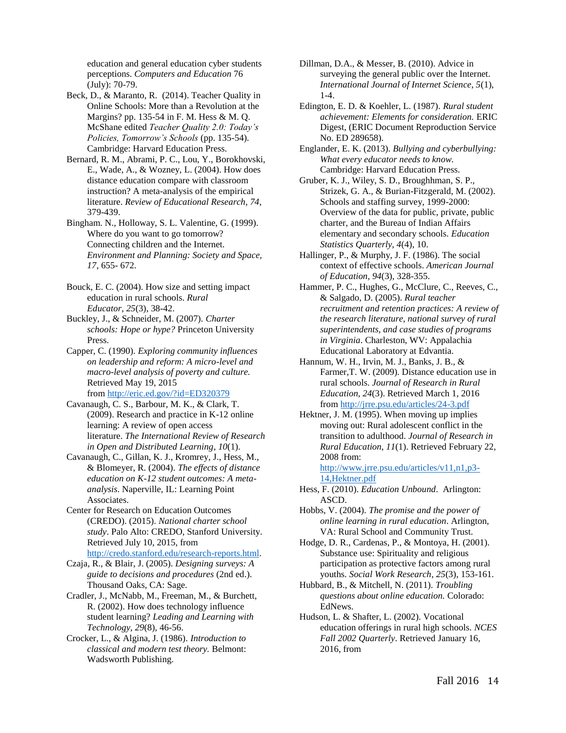education and general education cyber students perceptions. *Computers and Education* 76 (July): 70-79.

Beck, D., & Maranto, R. (2014). Teacher Quality in Online Schools: More than a Revolution at the Margins? pp. 135-54 in F. M. Hess & M. Q. McShane edited *Teacher Quality 2.0: Today's Policies, Tomorrow's Schools* (pp. 135-54). Cambridge: Harvard Education Press.

Bernard, R. M., Abrami, P. C., Lou, Y., Borokhovski, E., Wade, A., & Wozney, L. (2004). How does distance education compare with classroom instruction? A meta-analysis of the empirical literature. *Review of Educational Research, 74,* 379-439.

Bingham. N., Holloway, S. L. Valentine, G. (1999). Where do you want to go tomorrow? Connecting children and the Internet. *Environment and Planning: Society and Space, 17*, 655- 672.

Bouck, E. C. (2004). How size and setting impact education in rural schools. *Rural Educator, 25*(3), 38-42.

Buckley, J., & Schneider, M. (2007). *Charter schools: Hope or hype?* Princeton University Press.

Capper, C. (1990). *Exploring community influences on leadership and reform: A micro-level and macro-level analysis of poverty and culture.* Retrieved May 19, 2015 from http://eric.ed.gov/?id=ED320379

Cavanaugh, C. S., Barbour, M. K., & Clark, T. (2009). Research and practice in K-12 online learning: A review of open access literature. *The International Review of Research in Open and Distributed Learning*, *10*(1).

Cavanaugh, C., Gillan, K. J., Kromrey, J., Hess, M., & Blomeyer, R. (2004). *The effects of distance education on K-12 student outcomes: A meta-analysis.* Naperville, IL: Learning Point Associates.

Center for Research on Education Outcomes (CREDO). (2015). *National charter school study*. Palo Alto: CREDO, Stanford University. Retrieved July 10, 2015, from http://credo.stanford.edu/research-reports.html.

Czaja, R., & Blair, J. (2005). *Designing surveys: A guide to decisions and procedures* (2nd ed.). Thousand Oaks, CA: Sage.

Cradler, J., McNabb, M., Freeman, M., & Burchett, R. (2002). How does technology influence student learning? *Leading and Learning with Technology, 29*(8), 46-56.

Crocker, L., & Algina, J. (1986). *Introduction to classical and modern test theory.* Belmont: Wadsworth Publishing.

Dillman, D.A., & Messer, B. (2010). Advice in surveying the general public over the Internet. *International Journal of Internet Science, 5*(1), 1-4.

Edington, E. D. & Koehler, L. (1987). *Rural student achievement: Elements for consideration.* ERIC Digest, (ERIC Document Reproduction Service No. ED 289658).

Englander, E. K. (2013). *Bullying and cyberbullying: What every educator needs to know.* Cambridge: Harvard Education Press.

Gruber, K. J., Wiley, S. D., Broughhman, S. P., Strizek, G. A., & Burian-Fitzgerald, M. (2002). Schools and staffing survey, 1999-2000: Overview of the data for public, private, public charter, and the Bureau of Indian Affairs elementary and secondary schools. *Education Statistics Quarterly, 4*(4), 10.

Hallinger, P., & Murphy, J. F. (1986). The social context of effective schools. *American Journal of Education, 94*(3), 328-355.

Hammer, P. C., Hughes, G., McClure, C., Reeves, C., & Salgado, D. (2005). *Rural teacher recruitment and retention practices: A review of the research literature, national survey of rural superintendents, and case studies of programs in Virginia*. Charleston, WV: Appalachia Educational Laboratory at Edvantia.

Hannum, W. H., Irvin, M. J., Banks, J. B., & Farmer,T. W. (2009). Distance education use in rural schools. *Journal of Research in Rural Education, 24*(3). Retrieved March 1, 2016 from http://jrre.psu.edu/articles/24-3.pdf

Hektner, J. M. (1995). When moving up implies moving out: Rural adolescent conflict in the transition to adulthood. *Journal of Research in Rural Education, 11*(1). Retrieved February 22, 2008 from: http://www.jrre.psu.edu/articles/v11,n1,p3-14,Hektner.pdf

Hess, F. (2010). *Education Unbound*. Arlington: ASCD.

Hobbs, V. (2004). *The promise and the power of online learning in rural education*. Arlington, VA: Rural School and Community Trust.

Hodge, D. R., Cardenas, P., & Montoya, H. (2001). Substance use: Spirituality and religious participation as protective factors among rural youths. *Social Work Research, 25*(3), 153-161.

Hubbard, B., & Mitchell, N. (2011). *Troubling questions about online education.* Colorado: EdNews.

Hudson, L. & Shafter, L. (2002). Vocational education offerings in rural high schools. *NCES Fall 2002 Quarterly*. Retrieved January 16, 2016, from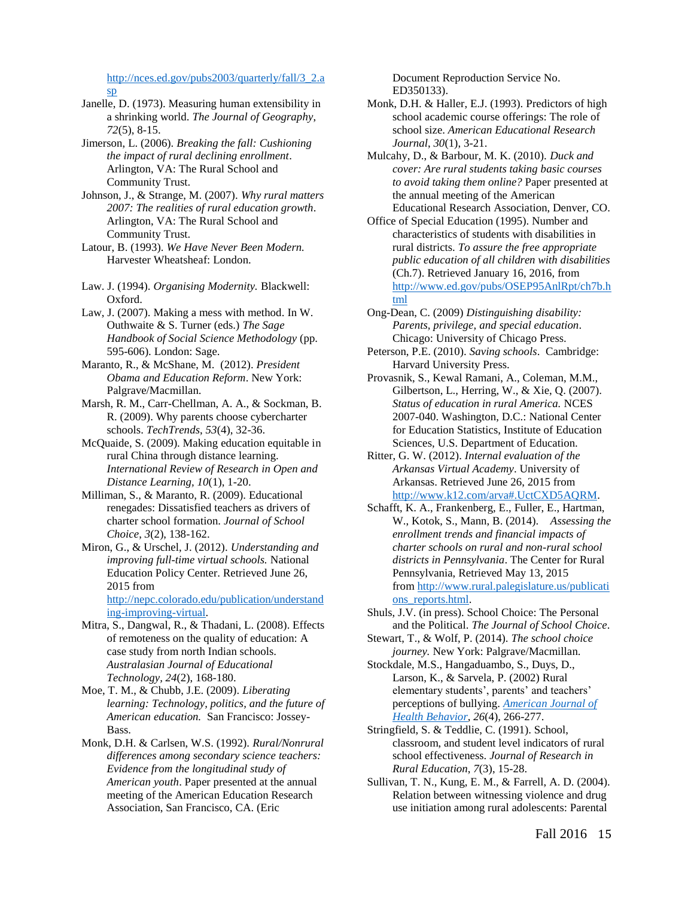http://nces.ed.gov/pubs2003/quarterly/fall/3_2.asp

Janelle, D. (1973). Measuring human extensibility in a shrinking world. *The Journal of Geography*, *72*(5), 8-15.

Jimerson, L. (2006). *Breaking the fall: Cushioning the impact of rural declining enrollment*. Arlington, VA: The Rural School and Community Trust.

Johnson, J., & Strange, M. (2007). *Why rural matters 2007: The realities of rural education growth*. Arlington, VA: The Rural School and Community Trust.

Latour, B. (1993). *We Have Never Been Modern.* Harvester Wheatsheaf: London.

Law. J. (1994). *Organising Modernity.* Blackwell: Oxford.

Law, J. (2007). Making a mess with method. In W. Outhwaite & S. Turner (eds.) *The Sage Handbook of Social Science Methodology* (pp. 595-606). London: Sage.

Maranto, R., & McShane, M. (2012). *President Obama and Education Reform*. New York: Palgrave/Macmillan.

Marsh, R. M., Carr-Chellman, A. A., & Sockman, B. R. (2009). Why parents choose cybercharter schools. *TechTrends*, *53*(4), 32-36.

McQuaide, S. (2009). Making education equitable in rural China through distance learning. *International Review of Research in Open and Distance Learning*, *10*(1), 1-20.

Milliman, S., & Maranto, R. (2009). Educational renegades: Dissatisfied teachers as drivers of charter school formation. *Journal of School Choice*, *3*(2), 138-162.

Miron, G., & Urschel, J. (2012). *Understanding and improving full-time virtual schools.* National Education Policy Center. Retrieved June 26, 2015 from http://nepc.colorado.edu/publication/understanding-improving-virtual.

Mitra, S., Dangwal, R., & Thadani, L. (2008). Effects of remoteness on the quality of education: A case study from north Indian schools. *Australasian Journal of Educational Technology*, *24*(2), 168-180.

Moe, T. M., & Chubb, J.E. (2009). *Liberating learning: Technology, politics, and the future of American education.* San Francisco: Jossey-Bass.

Monk, D.H. & Carlsen, W.S. (1992). *Rural/Nonrural differences among secondary science teachers: Evidence from the longitudinal study of American youth*. Paper presented at the annual meeting of the American Education Research Association, San Francisco, CA. (Eric Document Reproduction Service No. ED350133).

Monk, D.H. & Haller, E.J. (1993). Predictors of high school academic course offerings: The role of school size. *American Educational Research Journal*, *30*(1), 3-21.

Mulcahy, D., & Barbour, M. K. (2010). *Duck and cover: Are rural students taking basic courses to avoid taking them online?* Paper presented at the annual meeting of the American Educational Research Association, Denver, CO.

Office of Special Education (1995). Number and characteristics of students with disabilities in rural districts. *To assure the free appropriate public education of all children with disabilities* (Ch.7). Retrieved January 16, 2016, from http://www.ed.gov/pubs/OSEP95AnlRpt/ch7b.html

Ong-Dean, C. (2009) *Distinguishing disability: Parents, privilege, and special education*. Chicago: University of Chicago Press.

Peterson, P.E. (2010). *Saving schools*. Cambridge: Harvard University Press.

Provasnik, S., Kewal Ramani, A., Coleman, M.M., Gilbertson, L., Herring, W., & Xie, Q. (2007). *Status of education in rural America.* NCES 2007-040. Washington, D.C.: National Center for Education Statistics, Institute of Education Sciences, U.S. Department of Education.

Ritter, G. W. (2012). *Internal evaluation of the Arkansas Virtual Academy*. University of Arkansas. Retrieved June 26, 2015 from http://www.k12.com/arva#.UctCXD5AQRM.

Schafft, K. A., Frankenberg, E., Fuller, E., Hartman, W., Kotok, S., Mann, B. (2014). *Assessing the enrollment trends and financial impacts of charter schools on rural and non-rural school districts in Pennsylvania*. The Center for Rural Pennsylvania, Retrieved May 13, 2015 from http://www.rural.palegislature.us/publications_reports.html.

Shuls, J.V. (in press). School Choice: The Personal and the Political. *The Journal of School Choice*.

Stewart, T., & Wolf, P. (2014). *The school choice journey.* New York: Palgrave/Macmillan.

Stockdale, M.S., Hangaduambo, S., Duys, D., Larson, K., & Sarvela, P. (2002) Rural elementary students', parents' and teachers' perceptions of bullying. *American Journal of Health Behavior*, *26*(4), 266-277.

Stringfield, S. & Teddlie, C. (1991). School, classroom, and student level indicators of rural school effectiveness. *Journal of Research in Rural Education*, *7*(3), 15-28.

Sullivan, T. N., Kung, E. M., & Farrell, A. D. (2004). Relation between witnessing violence and drug use initiation among rural adolescents: Parental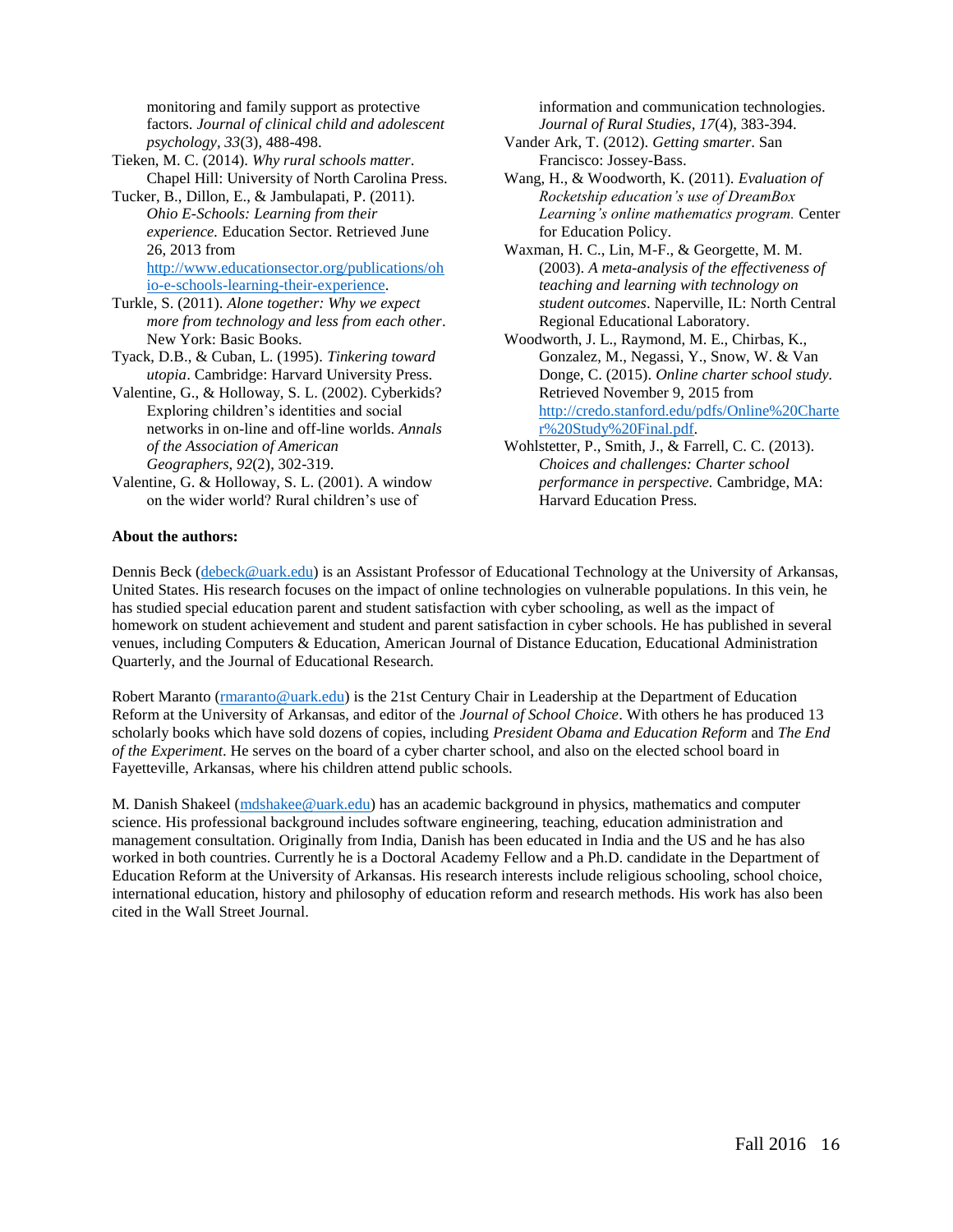monitoring and family support as protective factors. *Journal of clinical child and adolescent psychology*, *33*(3), 488-498.

Tieken, M. C. (2014). *Why rural schools matter*. Chapel Hill: University of North Carolina Press.

Tucker, B., Dillon, E., & Jambulapati, P. (2011). *Ohio E-Schools: Learning from their experience.* Education Sector. Retrieved June 26, 2013 from http://www.educationsector.org/publications/ohio-e-schools-learning-their-experience.

Turkle, S. (2011). *Alone together: Why we expect more from technology and less from each other*. New York: Basic Books.

Tyack, D.B., & Cuban, L. (1995). *Tinkering toward utopia*. Cambridge: Harvard University Press.

Valentine, G., & Holloway, S. L. (2002). Cyberkids? Exploring children's identities and social networks in on-line and off-line worlds. *Annals of the Association of American Geographers*, *92*(2), 302-319.

Valentine, G. & Holloway, S. L. (2001). A window on the wider world? Rural children's use of information and communication technologies. *Journal of Rural Studies, 17*(4), 383-394.

Vander Ark, T. (2012). *Getting smarter*. San Francisco: Jossey-Bass.

Wang, H., & Woodworth, K. (2011). *Evaluation of Rocketship education's use of DreamBox Learning's online mathematics program.* Center for Education Policy.

Waxman, H. C., Lin, M-F., & Georgette, M. M. (2003). *A meta-analysis of the effectiveness of teaching and learning with technology on student outcomes*. Naperville, IL: North Central Regional Educational Laboratory.

Woodworth, J. L., Raymond, M. E., Chirbas, K., Gonzalez, M., Negassi, Y., Snow, W. & Van Donge, C. (2015). *Online charter school study*. Retrieved November 9, 2015 from http://credo.stanford.edu/pdfs/Online%20Charter%20Study%20Final.pdf.

Wohlstetter, P., Smith, J., & Farrell, C. C. (2013). *Choices and challenges: Charter school performance in perspective.* Cambridge, MA: Harvard Education Press.

**About the authors:**

Dennis Beck (debeck@uark.edu) is an Assistant Professor of Educational Technology at the University of Arkansas, United States. His research focuses on the impact of online technologies on vulnerable populations. In this vein, he has studied special education parent and student satisfaction with cyber schooling, as well as the impact of homework on student achievement and student and parent satisfaction in cyber schools. He has published in several venues, including Computers & Education, American Journal of Distance Education, Educational Administration Quarterly, and the Journal of Educational Research.

Robert Maranto (rmaranto@uark.edu) is the 21st Century Chair in Leadership at the Department of Education Reform at the University of Arkansas, and editor of the *Journal of School Choice*. With others he has produced 13 scholarly books which have sold dozens of copies, including *President Obama and Education Reform* and *The End of the Experiment*. He serves on the board of a cyber charter school, and also on the elected school board in Fayetteville, Arkansas, where his children attend public schools.

M. Danish Shakeel (mdshakee@uark.edu) has an academic background in physics, mathematics and computer science. His professional background includes software engineering, teaching, education administration and management consultation. Originally from India, Danish has been educated in India and the US and he has also worked in both countries. Currently he is a Doctoral Academy Fellow and a Ph.D. candidate in the Department of Education Reform at the University of Arkansas. His research interests include religious schooling, school choice, international education, history and philosophy of education reform and research methods. His work has also been cited in the Wall Street Journal.